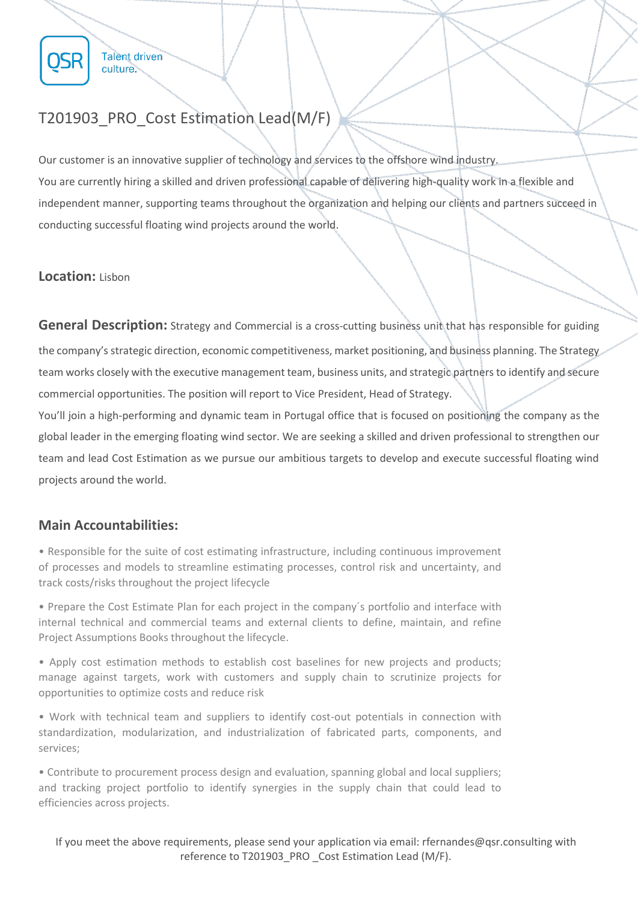QSR Talent driven culture.

# T201903_PRO_Cost Estimation Lead(M/F)

Our customer is an innovative supplier of technology and services to the offshore wind industry.
You are currently hiring a skilled and driven professional capable of delivering high-quality work in a flexible and independent manner, supporting teams throughout the organization and helping our clients and partners succeed in conducting successful floating wind projects around the world.

**Location:** Lisbon

**General Description:** Strategy and Commercial is a cross-cutting business unit that has responsible for guiding the company's strategic direction, economic competitiveness, market positioning, and business planning. The Strategy team works closely with the executive management team, business units, and strategic partners to identify and secure commercial opportunities. The position will report to Vice President, Head of Strategy.
You'll join a high-performing and dynamic team in Portugal office that is focused on positioning the company as the global leader in the emerging floating wind sector. We are seeking a skilled and driven professional to strengthen our team and lead Cost Estimation as we pursue our ambitious targets to develop and execute successful floating wind projects around the world.

## Main Accountabilities:

- Responsible for the suite of cost estimating infrastructure, including continuous improvement of processes and models to streamline estimating processes, control risk and uncertainty, and track costs/risks throughout the project lifecycle
- Prepare the Cost Estimate Plan for each project in the company´s portfolio and interface with internal technical and commercial teams and external clients to define, maintain, and refine Project Assumptions Books throughout the lifecycle.
- Apply cost estimation methods to establish cost baselines for new projects and products; manage against targets, work with customers and supply chain to scrutinize projects for opportunities to optimize costs and reduce risk
- Work with technical team and suppliers to identify cost-out potentials in connection with standardization, modularization, and industrialization of fabricated parts, components, and services;
- Contribute to procurement process design and evaluation, spanning global and local suppliers; and tracking project portfolio to identify synergies in the supply chain that could lead to efficiencies across projects.

If you meet the above requirements, please send your application via email: rfernandes@qsr.consulting with reference to T201903_PRO _Cost Estimation Lead (M/F).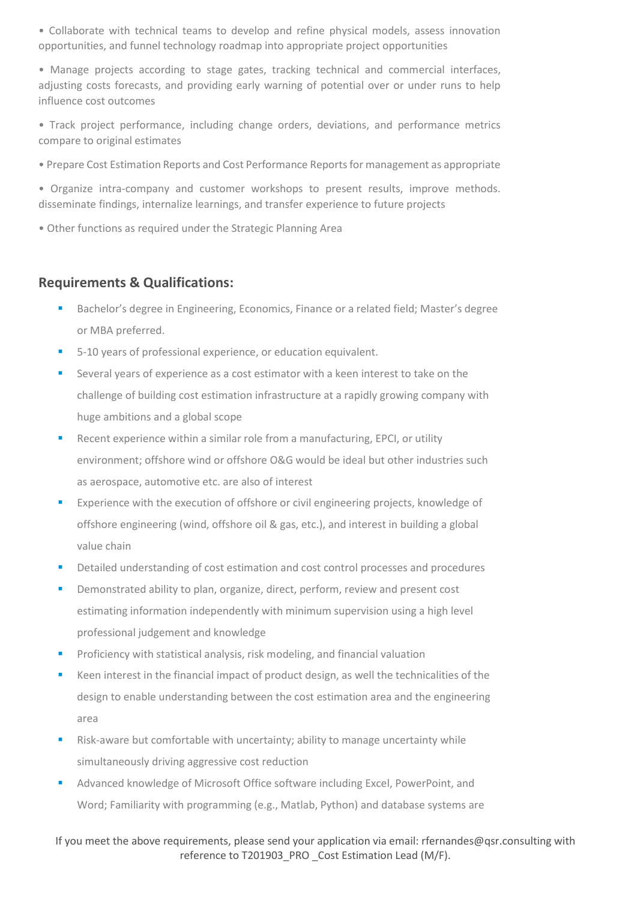- Collaborate with technical teams to develop and refine physical models, assess innovation opportunities, and funnel technology roadmap into appropriate project opportunities
- Manage projects according to stage gates, tracking technical and commercial interfaces, adjusting costs forecasts, and providing early warning of potential over or under runs to help influence cost outcomes
- Track project performance, including change orders, deviations, and performance metrics compare to original estimates
- Prepare Cost Estimation Reports and Cost Performance Reports for management as appropriate
- Organize intra-company and customer workshops to present results, improve methods. disseminate findings, internalize learnings, and transfer experience to future projects
- Other functions as required under the Strategic Planning Area

## Requirements & Qualifications:

- Bachelor's degree in Engineering, Economics, Finance or a related field; Master's degree or MBA preferred.
- 5-10 years of professional experience, or education equivalent.
- Several years of experience as a cost estimator with a keen interest to take on the challenge of building cost estimation infrastructure at a rapidly growing company with huge ambitions and a global scope
- Recent experience within a similar role from a manufacturing, EPCI, or utility environment; offshore wind or offshore O&G would be ideal but other industries such as aerospace, automotive etc. are also of interest
- Experience with the execution of offshore or civil engineering projects, knowledge of offshore engineering (wind, offshore oil & gas, etc.), and interest in building a global value chain
- Detailed understanding of cost estimation and cost control processes and procedures
- Demonstrated ability to plan, organize, direct, perform, review and present cost estimating information independently with minimum supervision using a high level professional judgement and knowledge
- Proficiency with statistical analysis, risk modeling, and financial valuation
- Keen interest in the financial impact of product design, as well the technicalities of the design to enable understanding between the cost estimation area and the engineering area
- Risk-aware but comfortable with uncertainty; ability to manage uncertainty while simultaneously driving aggressive cost reduction
- Advanced knowledge of Microsoft Office software including Excel, PowerPoint, and Word; Familiarity with programming (e.g., Matlab, Python) and database systems are

If you meet the above requirements, please send your application via email: rfernandes@qsr.consulting with reference to T201903_PRO _Cost Estimation Lead (M/F).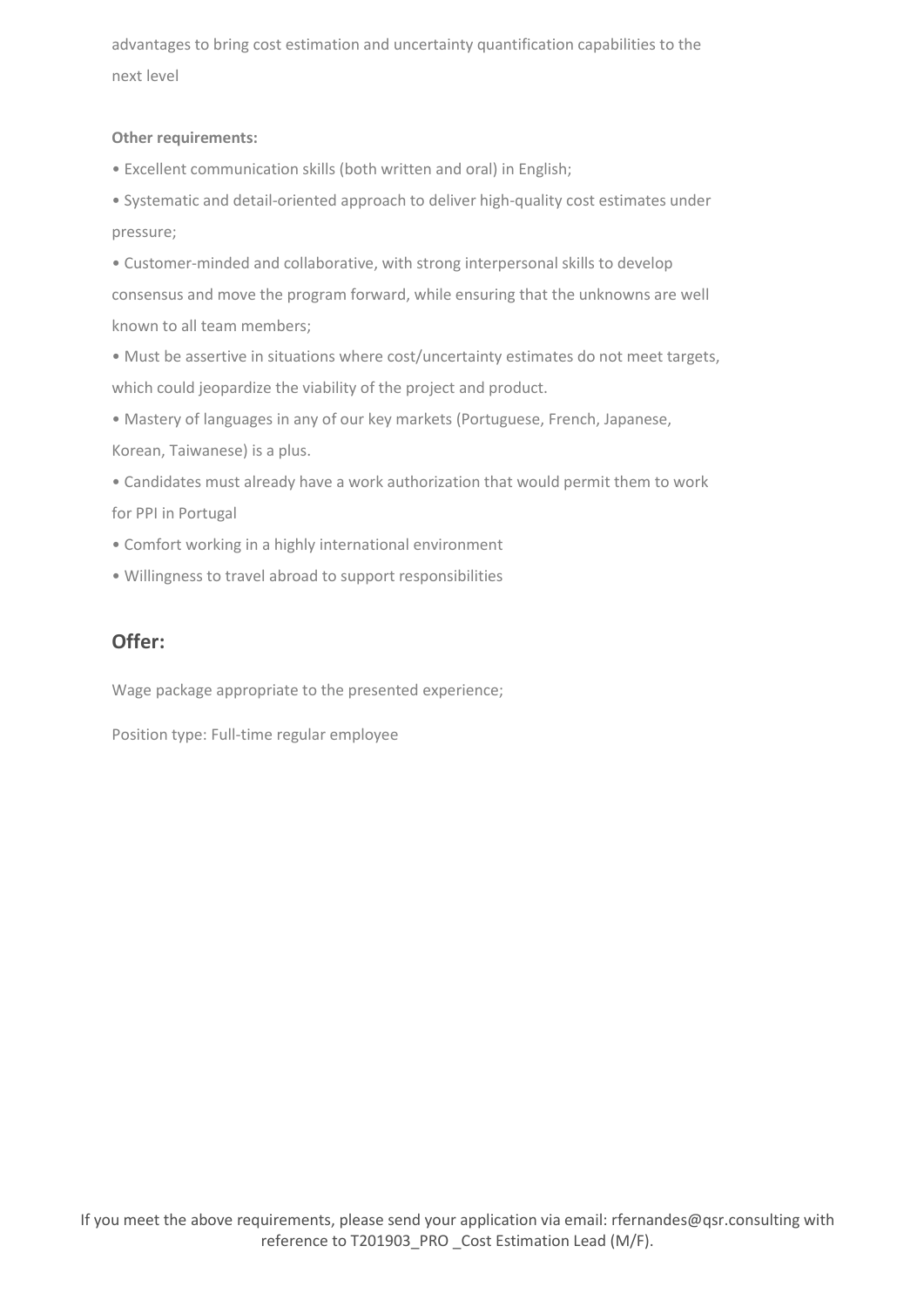advantages to bring cost estimation and uncertainty quantification capabilities to the next level

**Other requirements:**

- Excellent communication skills (both written and oral) in English;
- Systematic and detail-oriented approach to deliver high-quality cost estimates under pressure;
- Customer-minded and collaborative, with strong interpersonal skills to develop consensus and move the program forward, while ensuring that the unknowns are well known to all team members;
- Must be assertive in situations where cost/uncertainty estimates do not meet targets, which could jeopardize the viability of the project and product.
- Mastery of languages in any of our key markets (Portuguese, French, Japanese, Korean, Taiwanese) is a plus.
- Candidates must already have a work authorization that would permit them to work for PPI in Portugal
- Comfort working in a highly international environment
- Willingness to travel abroad to support responsibilities

## Offer:

Wage package appropriate to the presented experience;

Position type: Full-time regular employee

If you meet the above requirements, please send your application via email: rfernandes@qsr.consulting with reference to T201903_PRO _Cost Estimation Lead (M/F).